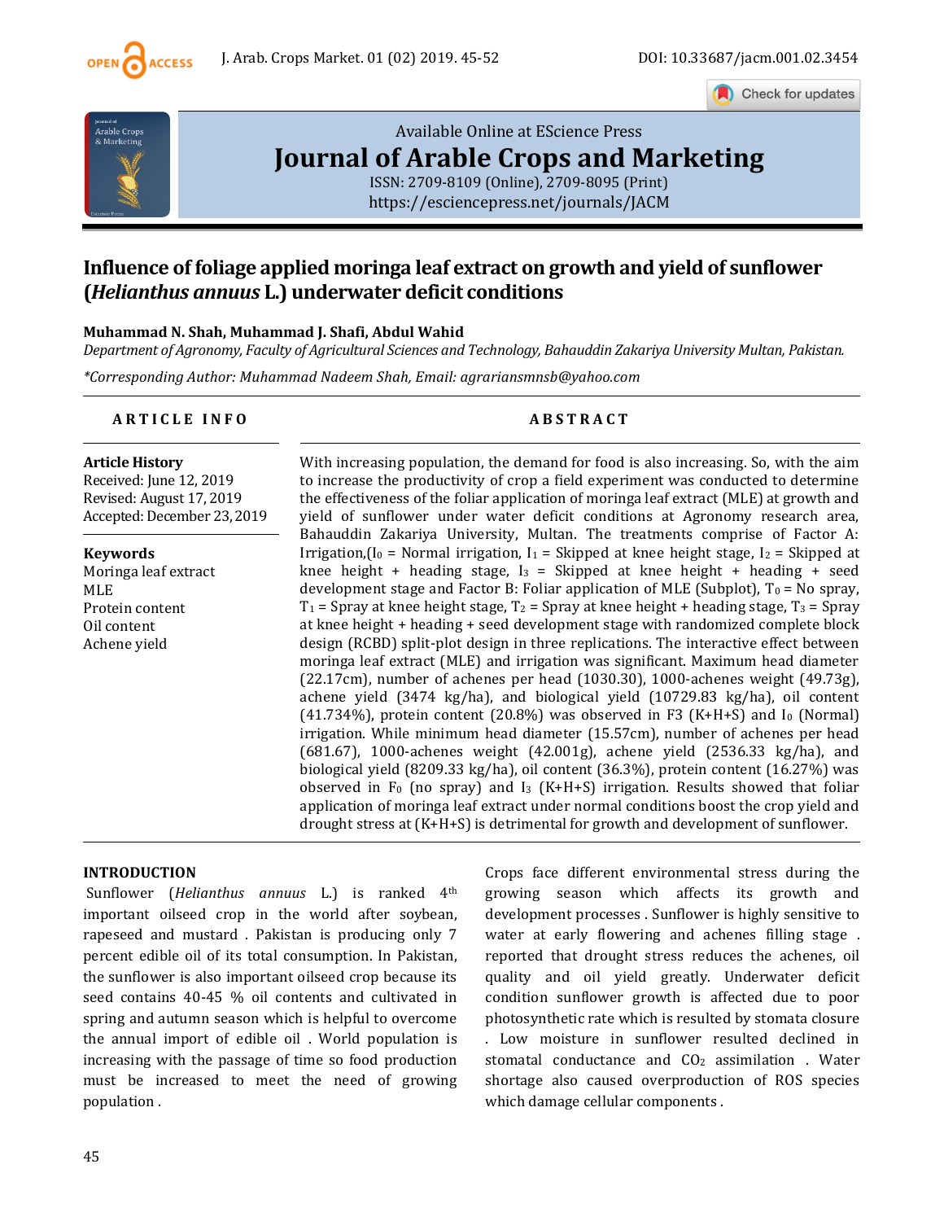Available Online at EScience Press

# Journal of Arable Crops and Marketing

ISSN: 2709-8109 (Online), 2709-8095 (Print)
https://esciencepress.net/journals/JACM

# Influence of foliage applied moringa leaf extract on growth and yield of sunflower (*Helianthus annuus* L.) underwater deficit conditions

**Muhammad N. Shah, Muhammad J. Shafi, Abdul Wahid**

*Department of Agronomy, Faculty of Agricultural Sciences and Technology, Bahauddin Zakariya University Multan, Pakistan.*

*\*Corresponding Author: Muhammad Nadeem Shah, Email: agrariansmnsb@yahoo.com*

## ARTICLE INFO

**Article History**
Received: June 12, 2019
Revised: August 17, 2019
Accepted: December 23, 2019

**Keywords**
Moringa leaf extract
MLE
Protein content
Oil content
Achene yield

## ABSTRACT

With increasing population, the demand for food is also increasing. So, with the aim to increase the productivity of crop a field experiment was conducted to determine the effectiveness of the foliar application of moringa leaf extract (MLE) at growth and yield of sunflower under water deficit conditions at Agronomy research area, Bahauddin Zakariya University, Multan. The treatments comprise of Factor A: Irrigation,($I_0$ = Normal irrigation, $I_1$ = Skipped at knee height stage, $I_2$ = Skipped at knee height + heading stage, $I_3$ = Skipped at knee height + heading + seed development stage and Factor B: Foliar application of MLE (Subplot), $T_0$ = No spray, $T_1$ = Spray at knee height stage, $T_2$ = Spray at knee height + heading stage, $T_3$ = Spray at knee height + heading + seed development stage with randomized complete block design (RCBD) split-plot design in three replications. The interactive effect between moringa leaf extract (MLE) and irrigation was significant. Maximum head diameter (22.17cm), number of achenes per head (1030.30), 1000-achenes weight (49.73g), achene yield (3474 kg/ha), and biological yield (10729.83 kg/ha), oil content (41.734%), protein content (20.8%) was observed in F3 (K+H+S) and $I_0$ (Normal) irrigation. While minimum head diameter (15.57cm), number of achenes per head (681.67), 1000-achenes weight (42.001g), achene yield (2536.33 kg/ha), and biological yield (8209.33 kg/ha), oil content (36.3%), protein content (16.27%) was observed in $F_0$ (no spray) and $I_3$ (K+H+S) irrigation. Results showed that foliar application of moringa leaf extract under normal conditions boost the crop yield and drought stress at (K+H+S) is detrimental for growth and development of sunflower.

## INTRODUCTION

Sunflower (*Helianthus annuus* L.) is ranked 4th important oilseed crop in the world after soybean, rapeseed and mustard . Pakistan is producing only 7 percent edible oil of its total consumption. In Pakistan, the sunflower is also important oilseed crop because its seed contains 40-45 % oil contents and cultivated in spring and autumn season which is helpful to overcome the annual import of edible oil . World population is increasing with the passage of time so food production must be increased to meet the need of growing population .

Crops face different environmental stress during the growing season which affects its growth and development processes . Sunflower is highly sensitive to water at early flowering and achenes filling stage . reported that drought stress reduces the achenes, oil quality and oil yield greatly. Underwater deficit condition sunflower growth is affected due to poor photosynthetic rate which is resulted by stomata closure . Low moisture in sunflower resulted declined in stomatal conductance and $CO_2$ assimilation . Water shortage also caused overproduction of ROS species which damage cellular components .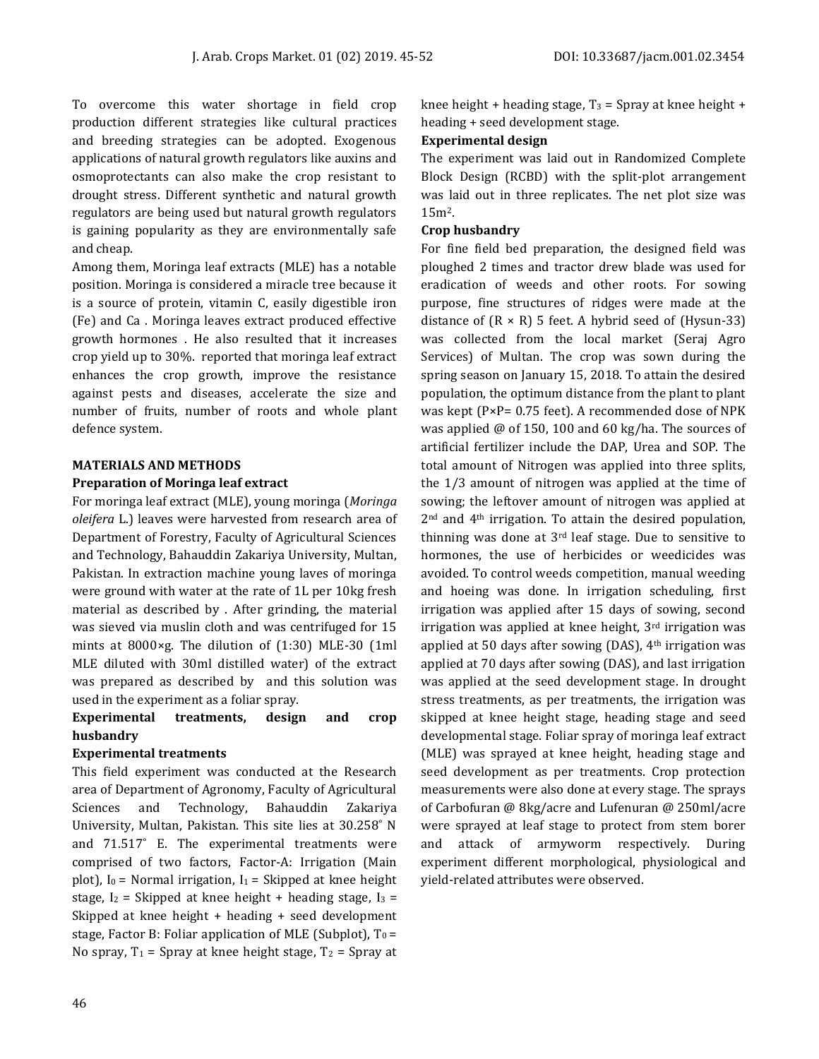To overcome this water shortage in field crop production different strategies like cultural practices and breeding strategies can be adopted. Exogenous applications of natural growth regulators like auxins and osmoprotectants can also make the crop resistant to drought stress. Different synthetic and natural growth regulators are being used but natural growth regulators is gaining popularity as they are environmentally safe and cheap.

Among them, Moringa leaf extracts (MLE) has a notable position. Moringa is considered a miracle tree because it is a source of protein, vitamin C, easily digestible iron (Fe) and Ca . Moringa leaves extract produced effective growth hormones . He also resulted that it increases crop yield up to 30%. reported that moringa leaf extract enhances the crop growth, improve the resistance against pests and diseases, accelerate the size and number of fruits, number of roots and whole plant defence system.

## MATERIALS AND METHODS

### Preparation of Moringa leaf extract

For moringa leaf extract (MLE), young moringa (*Moringa oleifera* L.) leaves were harvested from research area of Department of Forestry, Faculty of Agricultural Sciences and Technology, Bahauddin Zakariya University, Multan, Pakistan. In extraction machine young laves of moringa were ground with water at the rate of 1L per 10kg fresh material as described by . After grinding, the material was sieved via muslin cloth and was centrifuged for 15 mints at 8000×g. The dilution of (1:30) MLE-30 (1ml MLE diluted with 30ml distilled water) of the extract was prepared as described by and this solution was used in the experiment as a foliar spray.

### Experimental treatments, design and crop husbandry

### Experimental treatments

This field experiment was conducted at the Research area of Department of Agronomy, Faculty of Agricultural Sciences and Technology, Bahauddin Zakariya University, Multan, Pakistan. This site lies at 30.258° N and 71.517° E. The experimental treatments were comprised of two factors, Factor-A: Irrigation (Main plot), $I_0$ = Normal irrigation, $I_1$ = Skipped at knee height stage, $I_2$ = Skipped at knee height + heading stage, $I_3$ = Skipped at knee height + heading + seed development stage, Factor B: Foliar application of MLE (Subplot), $T_0$ = No spray, $T_1$ = Spray at knee height stage, $T_2$ = Spray at knee height + heading + seed development stage, $T_3$ = Spray at knee height + heading + seed development stage.

### Experimental design

The experiment was laid out in Randomized Complete Block Design (RCBD) with the split-plot arrangement was laid out in three replicates. The net plot size was 15m$^2$.

### Crop husbandry

For fine field bed preparation, the designed field was ploughed 2 times and tractor drew blade was used for eradication of weeds and other roots. For sowing purpose, fine structures of ridges were made at the distance of (R × R) 5 feet. A hybrid seed of (Hysun-33) was collected from the local market (Seraj Agro Services) of Multan. The crop was sown during the spring season on January 15, 2018. To attain the desired population, the optimum distance from the plant to plant was kept (P×P= 0.75 feet). A recommended dose of NPK was applied @ of 150, 100 and 60 kg/ha. The sources of artificial fertilizer include the DAP, Urea and SOP. The total amount of Nitrogen was applied into three splits, the 1/3 amount of nitrogen was applied at the time of sowing; the leftover amount of nitrogen was applied at 2nd and 4th irrigation. To attain the desired population, thinning was done at 3rd leaf stage. Due to sensitive to hormones, the use of herbicides or weedicides was avoided. To control weeds competition, manual weeding and hoeing was done. In irrigation scheduling, first irrigation was applied after 15 days of sowing, second irrigation was applied at knee height, 3rd irrigation was applied at 50 days after sowing (DAS), 4th irrigation was applied at 70 days after sowing (DAS), and last irrigation was applied at the seed development stage. In drought stress treatments, as per treatments, the irrigation was skipped at knee height stage, heading stage and seed developmental stage. Foliar spray of moringa leaf extract (MLE) was sprayed at knee height, heading stage and seed development as per treatments. Crop protection measurements were also done at every stage. The sprays of Carbofuran @ 8kg/acre and Lufenuran @ 250ml/acre were sprayed at leaf stage to protect from stem borer and attack of armyworm respectively. During experiment different morphological, physiological and yield-related attributes were observed.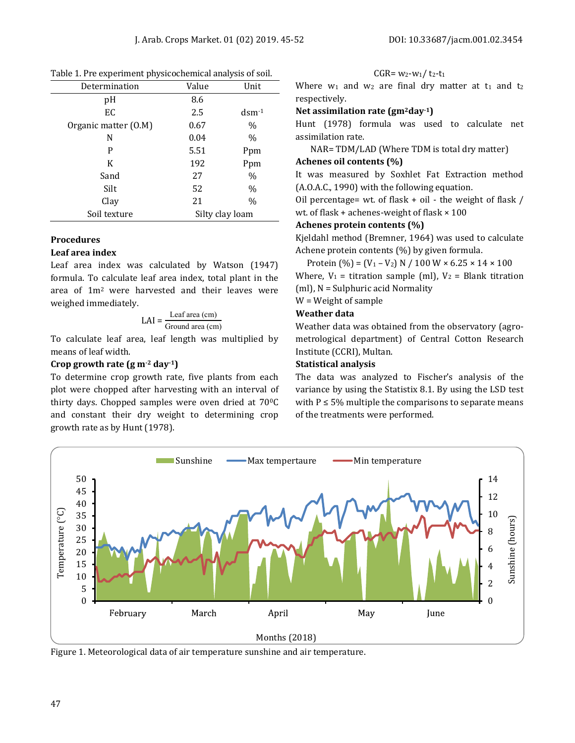Table 1. Pre experiment physicochemical analysis of soil.

| Determination | Value | Unit |
|---|---|---|
| pH | 8.6 | |
| EC | 2.5 | $dsm^{-1}$ |
| Organic matter (O.M) | 0.67 | % |
| N | 0.04 | % |
| P | 5.51 | Ppm |
| K | 192 | Ppm |
| Sand | 27 | % |
| Silt | 52 | % |
| Clay | 21 | % |
| Soil texture | Silty clay loam | |

### Procedures

#### Leaf area index

Leaf area index was calculated by Watson (1947) formula. To calculate leaf area index, total plant in the area of $1m^2$ were harvested and their leaves were weighed immediately.

$$LAI = \frac{\text{Leaf area (cm)}}{\text{Ground area (cm)}}$$

To calculate leaf area, leaf length was multiplied by means of leaf width.

#### Crop growth rate (g $m^{-2}$ $day^{-1}$)

To determine crop growth rate, five plants from each plot were chopped after harvesting with an interval of thirty days. Chopped samples were oven dried at 70°C and constant their dry weight to determining crop growth rate as by Hunt (1978).

$$CGR = w_2 - w_1 / t_2 - t_1$$

Where $w_1$ and $w_2$ are final dry matter at $t_1$ and $t_2$ respectively.

#### Net assimilation rate ($gm^2 day^{-1}$)

Hunt (1978) formula was used to calculate net assimilation rate.

NAR= TDM/LAD (Where TDM is total dry matter)

#### Achenes oil contents (%)

It was measured by Soxhlet Fat Extraction method (A.O.A.C., 1990) with the following equation.

Oil percentage= wt. of flask + oil - the weight of flask / wt. of flask + achenes-weight of flask × 100

#### Achenes protein contents (%)

Kjeldahl method (Bremner, 1964) was used to calculate Achene protein contents (%) by given formula.

$$\text{Protein } (\%) = (V_1 - V_2)\ N / 100\ W \times 6.25 \times 14 \times 100$$

Where, $V_1$ = titration sample (ml), $V_2$ = Blank titration (ml), N = Sulphuric acid Normality

W = Weight of sample

#### Weather data

Weather data was obtained from the observatory (agro-metrological department) of Central Cotton Research Institute (CCRI), Multan.

#### Statistical analysis

The data was analyzed to Fischer's analysis of the variance by using the Statistix 8.1. By using the LSD test with P ≤ 5% multiple the comparisons to separate means of the treatments were performed.

Figure 1. Meteorological data of air temperature sunshine and air temperature.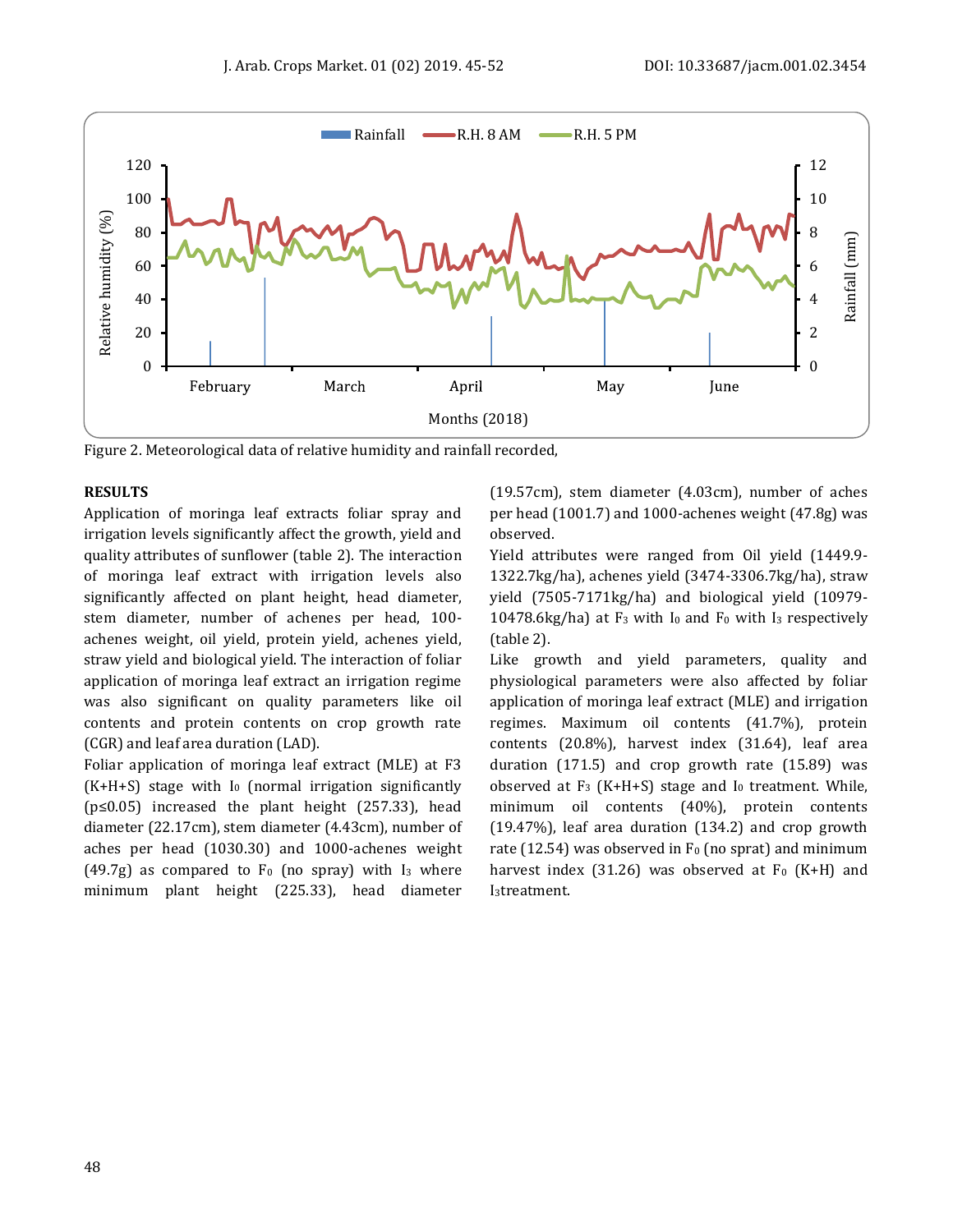Figure 2. Meteorological data of relative humidity and rainfall recorded,

## RESULTS

Application of moringa leaf extracts foliar spray and irrigation levels significantly affect the growth, yield and quality attributes of sunflower (table 2). The interaction of moringa leaf extract with irrigation levels also significantly affected on plant height, head diameter, stem diameter, number of achenes per head, 100-achenes weight, oil yield, protein yield, achenes yield, straw yield and biological yield. The interaction of foliar application of moringa leaf extract an irrigation regime was also significant on quality parameters like oil contents and protein contents on crop growth rate (CGR) and leaf area duration (LAD).

Foliar application of moringa leaf extract (MLE) at F3 (K+H+S) stage with $I_0$ (normal irrigation significantly ($p \leq 0.05$) increased the plant height (257.33), head diameter (22.17cm), stem diameter (4.43cm), number of aches per head (1030.30) and 1000-achenes weight (49.7g) as compared to $F_0$ (no spray) with $I_3$ where minimum plant height (225.33), head diameter (19.57cm), stem diameter (4.03cm), number of aches per head (1001.7) and 1000-achenes weight (47.8g) was observed.

Yield attributes were ranged from Oil yield (1449.9-1322.7kg/ha), achenes yield (3474-3306.7kg/ha), straw yield (7505-7171kg/ha) and biological yield (10979-10478.6kg/ha) at $F_3$ with $I_0$ and $F_0$ with $I_3$ respectively (table 2).

Like growth and yield parameters, quality and physiological parameters were also affected by foliar application of moringa leaf extract (MLE) and irrigation regimes. Maximum oil contents (41.7%), protein contents (20.8%), harvest index (31.64), leaf area duration (171.5) and crop growth rate (15.89) was observed at $F_3$ (K+H+S) stage and $I_0$ treatment. While, minimum oil contents (40%), protein contents (19.47%), leaf area duration (134.2) and crop growth rate (12.54) was observed in $F_0$ (no sprat) and minimum harvest index (31.26) was observed at $F_0$ (K+H) and $I_3$treatment.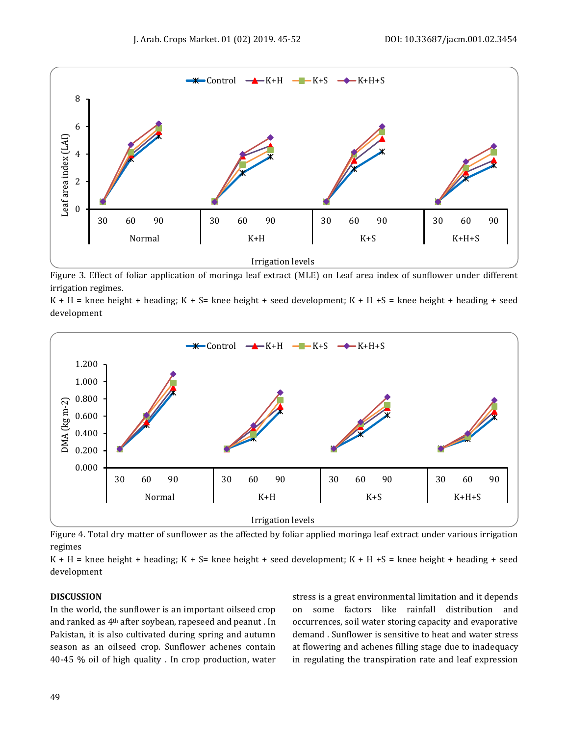Figure 3. Effect of foliar application of moringa leaf extract (MLE) on Leaf area index of sunflower under different irrigation regimes.

K + H = knee height + heading; K + S= knee height + seed development; K + H +S = knee height + heading + seed development

Figure 4. Total dry matter of sunflower as the affected by foliar applied moringa leaf extract under various irrigation regimes

K + H = knee height + heading; K + S= knee height + seed development; K + H +S = knee height + heading + seed development

## DISCUSSION

In the world, the sunflower is an important oilseed crop and ranked as 4th after soybean, rapeseed and peanut . In Pakistan, it is also cultivated during spring and autumn season as an oilseed crop. Sunflower achenes contain 40-45 % oil of high quality . In crop production, water stress is a great environmental limitation and it depends on some factors like rainfall distribution and occurrences, soil water storing capacity and evaporative demand . Sunflower is sensitive to heat and water stress at flowering and achenes filling stage due to inadequacy in regulating the transpiration rate and leaf expression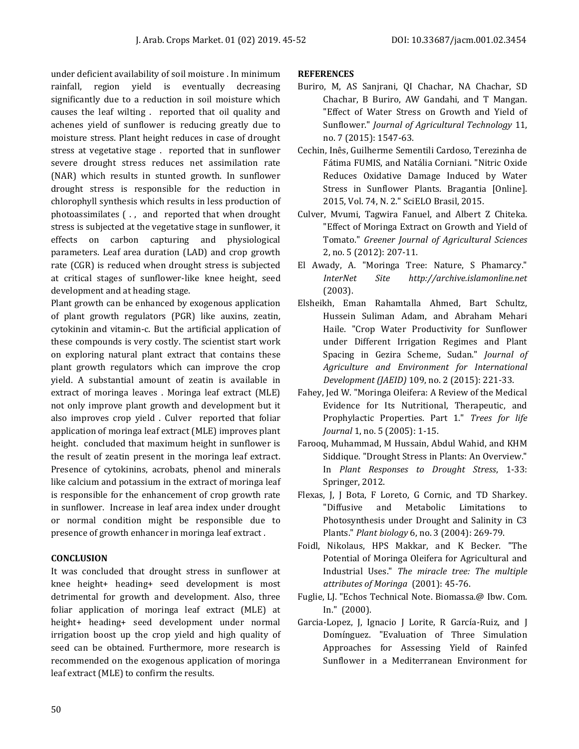under deficient availability of soil moisture . In minimum rainfall, region yield is eventually decreasing significantly due to a reduction in soil moisture which causes the leaf wilting . reported that oil quality and achenes yield of sunflower is reducing greatly due to moisture stress. Plant height reduces in case of drought stress at vegetative stage . reported that in sunflower severe drought stress reduces net assimilation rate (NAR) which results in stunted growth. In sunflower drought stress is responsible for the reduction in chlorophyll synthesis which results in less production of photoassimilates ( . , and reported that when drought stress is subjected at the vegetative stage in sunflower, it effects on carbon capturing and physiological parameters. Leaf area duration (LAD) and crop growth rate (CGR) is reduced when drought stress is subjected at critical stages of sunflower-like knee height, seed development and at heading stage.

Plant growth can be enhanced by exogenous application of plant growth regulators (PGR) like auxins, zeatin, cytokinin and vitamin-c. But the artificial application of these compounds is very costly. The scientist start work on exploring natural plant extract that contains these plant growth regulators which can improve the crop yield. A substantial amount of zeatin is available in extract of moringa leaves . Moringa leaf extract (MLE) not only improve plant growth and development but it also improves crop yield . Culver reported that foliar application of moringa leaf extract (MLE) improves plant height. concluded that maximum height in sunflower is the result of zeatin present in the moringa leaf extract. Presence of cytokinins, acrobats, phenol and minerals like calcium and potassium in the extract of moringa leaf is responsible for the enhancement of crop growth rate in sunflower. Increase in leaf area index under drought or normal condition might be responsible due to presence of growth enhancer in moringa leaf extract .

## CONCLUSION

It was concluded that drought stress in sunflower at knee height+ heading+ seed development is most detrimental for growth and development. Also, three foliar application of moringa leaf extract (MLE) at height+ heading+ seed development under normal irrigation boost up the crop yield and high quality of seed can be obtained. Furthermore, more research is recommended on the exogenous application of moringa leaf extract (MLE) to confirm the results.

## REFERENCES

Buriro, M, AS Sanjrani, QI Chachar, NA Chachar, SD Chachar, B Buriro, AW Gandahi, and T Mangan. "Effect of Water Stress on Growth and Yield of Sunflower." *Journal of Agricultural Technology* 11, no. 7 (2015): 1547-63.

Cechin, Inês, Guilherme Sementili Cardoso, Terezinha de Fátima FUMIS, and Natália Corniani. "Nitric Oxide Reduces Oxidative Damage Induced by Water Stress in Sunflower Plants. Bragantia [Online]. 2015, Vol. 74, N. 2." SciELO Brasil, 2015.

Culver, Mvumi, Tagwira Fanuel, and Albert Z Chiteka. "Effect of Moringa Extract on Growth and Yield of Tomato." *Greener Journal of Agricultural Sciences* 2, no. 5 (2012): 207-11.

El Awady, A. "Moringa Tree: Nature, S Phamarcy." *InterNet Site http://archive.islamonline.net* (2003).

Elsheikh, Eman Rahamtalla Ahmed, Bart Schultz, Hussein Suliman Adam, and Abraham Mehari Haile. "Crop Water Productivity for Sunflower under Different Irrigation Regimes and Plant Spacing in Gezira Scheme, Sudan." *Journal of Agriculture and Environment for International Development (JAEID)* 109, no. 2 (2015): 221-33.

Fahey, Jed W. "Moringa Oleifera: A Review of the Medical Evidence for Its Nutritional, Therapeutic, and Prophylactic Properties. Part 1." *Trees for life Journal* 1, no. 5 (2005): 1-15.

Farooq, Muhammad, M Hussain, Abdul Wahid, and KHM Siddique. "Drought Stress in Plants: An Overview." In *Plant Responses to Drought Stress*, 1-33: Springer, 2012.

Flexas, J, J Bota, F Loreto, G Cornic, and TD Sharkey. "Diffusive and Metabolic Limitations to Photosynthesis under Drought and Salinity in C3 Plants." *Plant biology* 6, no. 3 (2004): 269-79.

Foidl, Nikolaus, HPS Makkar, and K Becker. "The Potential of Moringa Oleifera for Agricultural and Industrial Uses." *The miracle tree: The multiple attributes of Moringa* (2001): 45-76.

Fuglie, LJ. "Echos Technical Note. Biomassa.@ Ibw. Com. In." (2000).

Garcia-Lopez, J, J Ignacio J Lorite, R García-Ruiz, and J Domínguez. "Evaluation of Three Simulation Approaches for Assessing Yield of Rainfed Sunflower in a Mediterranean Environment for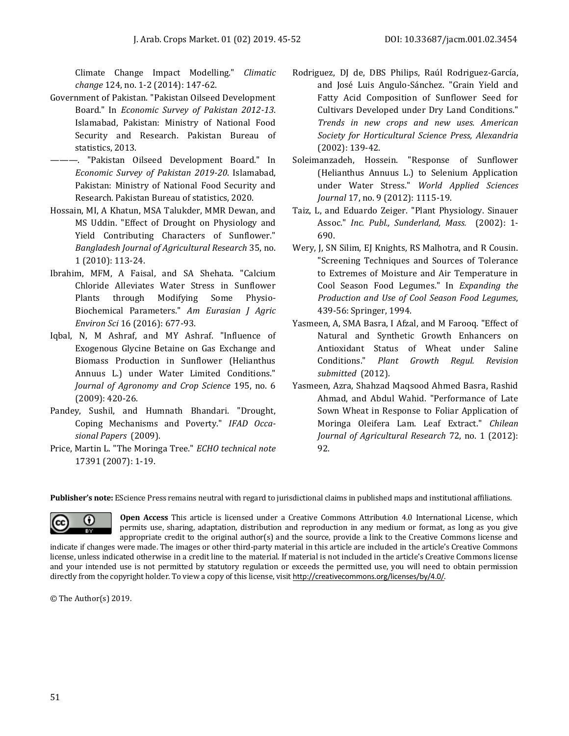Climate Change Impact Modelling." *Climatic change* 124, no. 1-2 (2014): 147-62.

Government of Pakistan. "Pakistan Oilseed Development Board." In *Economic Survey of Pakistan 2012-13*. Islamabad, Pakistan: Ministry of National Food Security and Research. Pakistan Bureau of statistics, 2013.

———. "Pakistan Oilseed Development Board." In *Economic Survey of Pakistan 2019-20*. Islamabad, Pakistan: Ministry of National Food Security and Research. Pakistan Bureau of statistics, 2020.

Hossain, MI, A Khatun, MSA Talukder, MMR Dewan, and MS Uddin. "Effect of Drought on Physiology and Yield Contributing Characters of Sunflower." *Bangladesh Journal of Agricultural Research* 35, no. 1 (2010): 113-24.

Ibrahim, MFM, A Faisal, and SA Shehata. "Calcium Chloride Alleviates Water Stress in Sunflower Plants through Modifying Some Physio-Biochemical Parameters." *Am Eurasian J Agric Environ Sci* 16 (2016): 677-93.

Iqbal, N, M Ashraf, and MY Ashraf. "Influence of Exogenous Glycine Betaine on Gas Exchange and Biomass Production in Sunflower (Helianthus Annuus L.) under Water Limited Conditions." *Journal of Agronomy and Crop Science* 195, no. 6 (2009): 420-26.

Pandey, Sushil, and Humnath Bhandari. "Drought, Coping Mechanisms and Poverty." *IFAD Occasional Papers* (2009).

Price, Martin L. "The Moringa Tree." *ECHO technical note* 17391 (2007): 1-19.

Rodriguez, DJ de, DBS Philips, Raúl Rodriguez-García, and José Luis Angulo-Sánchez. "Grain Yield and Fatty Acid Composition of Sunflower Seed for Cultivars Developed under Dry Land Conditions." *Trends in new crops and new uses. American Society for Horticultural Science Press, Alexandria* (2002): 139-42.

Soleimanzadeh, Hossein. "Response of Sunflower (Helianthus Annuus L.) to Selenium Application under Water Stress." *World Applied Sciences Journal* 17, no. 9 (2012): 1115-19.

Taiz, L, and Eduardo Zeiger. "Plant Physiology. Sinauer Assoc." *Inc. Publ., Sunderland, Mass.* (2002): 1-690.

Wery, J, SN Silim, EJ Knights, RS Malhotra, and R Cousin. "Screening Techniques and Sources of Tolerance to Extremes of Moisture and Air Temperature in Cool Season Food Legumes." In *Expanding the Production and Use of Cool Season Food Legumes*, 439-56: Springer, 1994.

Yasmeen, A, SMA Basra, I Afzal, and M Farooq. "Effect of Natural and Synthetic Growth Enhancers on Antioxidant Status of Wheat under Saline Conditions." *Plant Growth Regul. Revision submitted* (2012).

Yasmeen, Azra, Shahzad Maqsood Ahmed Basra, Rashid Ahmad, and Abdul Wahid. "Performance of Late Sown Wheat in Response to Foliar Application of Moringa Oleifera Lam. Leaf Extract." *Chilean Journal of Agricultural Research* 72, no. 1 (2012): 92.

**Publisher's note:** EScience Press remains neutral with regard to jurisdictional claims in published maps and institutional affiliations.

**Open Access** This article is licensed under a Creative Commons Attribution 4.0 International License, which permits use, sharing, adaptation, distribution and reproduction in any medium or format, as long as you give appropriate credit to the original author(s) and the source, provide a link to the Creative Commons license and indicate if changes were made. The images or other third-party material in this article are included in the article's Creative Commons license, unless indicated otherwise in a credit line to the material. If material is not included in the article's Creative Commons license and your intended use is not permitted by statutory regulation or exceeds the permitted use, you will need to obtain permission directly from the copyright holder. To view a copy of this license, visit http://creativecommons.org/licenses/by/4.0/.

© The Author(s) 2019.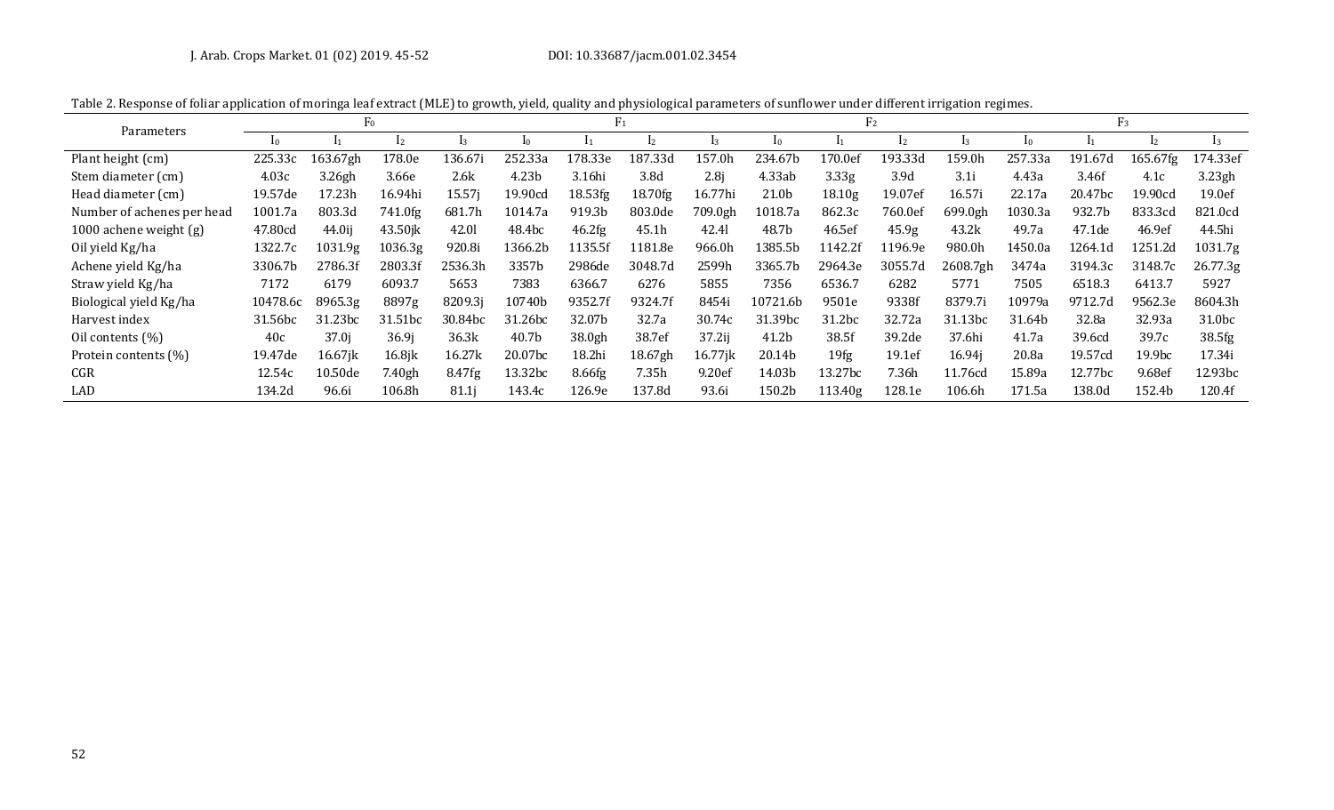Table 2. Response of foliar application of moringa leaf extract (MLE) to growth, yield, quality and physiological parameters of sunflower under different irrigation regimes.

| Parameters | $F_0$ | | | | $F_1$ | | | | $F_2$ | | | | $F_3$ | | | |
|---|---|---|---|---|---|---|---|---|---|---|---|---|---|---|---|---|
| | $I_0$ | $I_1$ | $I_2$ | $I_3$ | $I_0$ | $I_1$ | $I_2$ | $I_3$ | $I_0$ | $I_1$ | $I_2$ | $I_3$ | $I_0$ | $I_1$ | $I_2$ | $I_3$ |
| Plant height (cm) | 225.33c | 163.67gh | 178.0e | 136.67i | 252.33a | 178.33e | 187.33d | 157.0h | 234.67b | 170.0ef | 193.33d | 159.0h | 257.33a | 191.67d | 165.67fg | 174.33ef |
| Stem diameter (cm) | 4.03c | 3.26gh | 3.66e | 2.6k | 4.23b | 3.16hi | 3.8d | 2.8j | 4.33ab | 3.33g | 3.9d | 3.1i | 4.43a | 3.46f | 4.1c | 3.23gh |
| Head diameter (cm) | 19.57de | 17.23h | 16.94hi | 15.57j | 19.90cd | 18.53fg | 18.70fg | 16.77hi | 21.0b | 18.10g | 19.07ef | 16.57i | 22.17a | 20.47bc | 19.90cd | 19.0ef |
| Number of achenes per head | 1001.7a | 803.3d | 741.0fg | 681.7h | 1014.7a | 919.3b | 803.0de | 709.0gh | 1018.7a | 862.3c | 760.0ef | 699.0gh | 1030.3a | 932.7b | 833.3cd | 821.0cd |
| 1000 achene weight (g) | 47.80cd | 44.0ij | 43.50jk | 42.0l | 48.4bc | 46.2fg | 45.1h | 42.4l | 48.7b | 46.5ef | 45.9g | 43.2k | 49.7a | 47.1de | 46.9ef | 44.5hi |
| Oil yield Kg/ha | 1322.7c | 1031.9g | 1036.3g | 920.8i | 1366.2b | 1135.5f | 1181.8e | 966.0h | 1385.5b | 1142.2f | 1196.9e | 980.0h | 1450.0a | 1264.1d | 1251.2d | 1031.7g |
| Achene yield Kg/ha | 3306.7b | 2786.3f | 2803.3f | 2536.3h | 3357b | 2986de | 3048.7d | 2599h | 3365.7b | 2964.3e | 3055.7d | 2608.7gh | 3474a | 3194.3c | 3148.7c | 26.77.3g |
| Straw yield Kg/ha | 7172 | 6179 | 6093.7 | 5653 | 7383 | 6366.7 | 6276 | 5855 | 7356 | 6536.7 | 6282 | 5771 | 7505 | 6518.3 | 6413.7 | 5927 |
| Biological yield Kg/ha | 10478.6c | 8965.3g | 8897g | 8209.3j | 10740b | 9352.7f | 9324.7f | 8454i | 10721.6b | 9501e | 9338f | 8379.7i | 10979a | 9712.7d | 9562.3e | 8604.3h |
| Harvest index | 31.56bc | 31.23bc | 31.51bc | 30.84bc | 31.26bc | 32.07b | 32.7a | 30.74c | 31.39bc | 31.2bc | 32.72a | 31.13bc | 31.64b | 32.8a | 32.93a | 31.0bc |
| Oil contents (%) | 40c | 37.0j | 36.9j | 36.3k | 40.7b | 38.0gh | 38.7ef | 37.2ij | 41.2b | 38.5f | 39.2de | 37.6hi | 41.7a | 39.6cd | 39.7c | 38.5fg |
| Protein contents (%) | 19.47de | 16.67jk | 16.8jk | 16.27k | 20.07bc | 18.2hi | 18.67gh | 16.77jk | 20.14b | 19fg | 19.1ef | 16.94j | 20.8a | 19.57cd | 19.9bc | 17.34i |
| CGR | 12.54c | 10.50de | 7.40gh | 8.47fg | 13.32bc | 8.66fg | 7.35h | 9.20ef | 14.03b | 13.27bc | 7.36h | 11.76cd | 15.89a | 12.77bc | 9.68ef | 12.93bc |
| LAD | 134.2d | 96.6i | 106.8h | 81.1j | 143.4c | 126.9e | 137.8d | 93.6i | 150.2b | 113.40g | 128.1e | 106.6h | 171.5a | 138.0d | 152.4b | 120.4f |